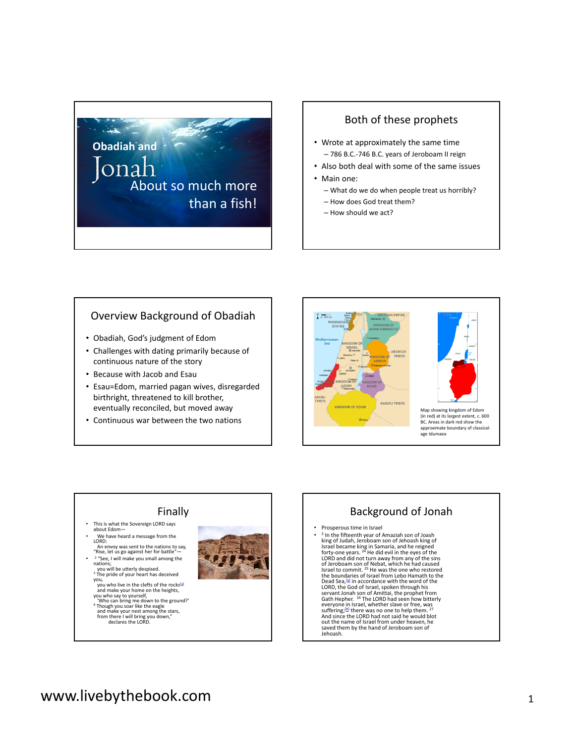## Obadiah and Jonah

About so much more than a fish!

## Both of these prophets

- Wrote at approximately the same time
  - 786 B.C.-746 B.C. years of Jeroboam II reign
- Also both deal with some of the same issues
- Main one:
  - What do we do when people treat us horribly?
  - How does God treat them?
  - How should we act?

## Overview Background of Obadiah

- Obadiah, God's judgment of Edom
- Challenges with dating primarily because of continuous nature of the story
- Because with Jacob and Esau
- Esau=Edom, married pagan wives, disregarded birthright, threatened to kill brother, eventually reconciled, but moved away
- Continuous war between the two nations

Map showing kingdom of Edom (in red) at its largest extent, c. 600 BC. Areas in dark red show the approximate boundary of classical-age Idumaea

## Finally

- This is what the Sovereign LORD says about Edom—
- We have heard a message from the LORD:
  An envoy was sent to the nations to say,
  "Rise, let us go against her for battle"—
- [2] "See, I will make you small among the nations;
  you will be utterly despised.
  [3] The pride of your heart has deceived you,
  you who live in the clefts of the rocks[a]
  and make your home on the heights,
  you who say to yourself,
  'Who can bring me down to the ground?'
  [4] Though you soar like the eagle
  and make your nest among the stars,
  from there I will bring you down,"
  declares the LORD.

## Background of Jonah

- Prosperous time in Israel
- [3] In the fifteenth year of Amaziah son of Joash king of Judah, Jeroboam son of Jehoash king of Israel became king in Samaria, and he reigned forty-one years. [24] He did evil in the eyes of the LORD and did not turn away from any of the sins of Jeroboam son of Nebat, which he had caused Israel to commit. [25] He was the one who restored the boundaries of Israel from Lebo Hamath to the Dead Sea,[a] in accordance with the word of the LORD, the God of Israel, spoken through his servant Jonah son of Amittai, the prophet from Gath Hepher. [26] The LORD had seen how bitterly everyone in Israel, whether slave or free, was suffering;[b] there was no one to help them. [27] And since the LORD had not said he would blot out the name of Israel from under heaven, he saved them by the hand of Jeroboam son of Jehoash.

www.livebythebook.com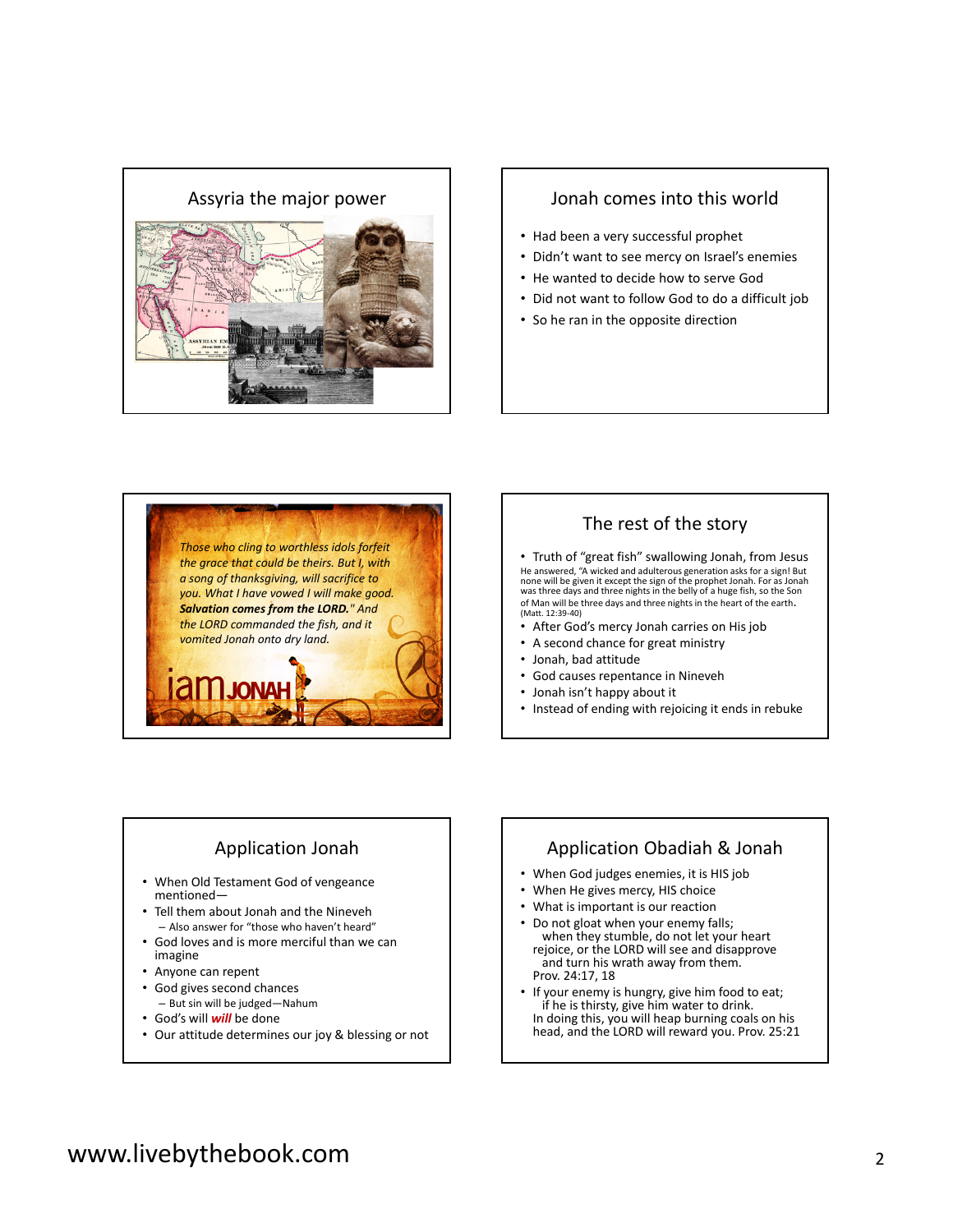## Assyria the major power

## Jonah comes into this world

- Had been a very successful prophet
- Didn't want to see mercy on Israel's enemies
- He wanted to decide how to serve God
- Did not want to follow God to do a difficult job
- So he ran in the opposite direction

*Those who cling to worthless idols forfeit the grace that could be theirs. But I, with a song of thanksgiving, will sacrifice to you. What I have vowed I will make good.* ***Salvation comes from the LORD.*** *" And the LORD commanded the fish, and it vomited Jonah onto dry land.*

iam JONAH

## The rest of the story

- Truth of "great fish" swallowing Jonah, from Jesus

He answered, "A wicked and adulterous generation asks for a sign! But none will be given it except the sign of the prophet Jonah. For as Jonah was three days and three nights in the belly of a huge fish, so the Son of Man will be three days and three nights in the heart of the earth. (Matt. 12:39-40)

- After God's mercy Jonah carries on His job
- A second chance for great ministry
- Jonah, bad attitude
- God causes repentance in Nineveh
- Jonah isn't happy about it
- Instead of ending with rejoicing it ends in rebuke

## Application Jonah

- When Old Testament God of vengeance mentioned—
- Tell them about Jonah and the Nineveh
  - Also answer for "those who haven't heard"
- God loves and is more merciful than we can imagine
- Anyone can repent
- God gives second chances
  - But sin will be judged—Nahum
- God's will ***will*** be done
- Our attitude determines our joy & blessing or not

## Application Obadiah & Jonah

- When God judges enemies, it is HIS job
- When He gives mercy, HIS choice
- What is important is our reaction
- Do not gloat when your enemy falls; when they stumble, do not let your heart rejoice, or the LORD will see and disapprove and turn his wrath away from them. Prov. 24:17, 18
- If your enemy is hungry, give him food to eat; if he is thirsty, give him water to drink. In doing this, you will heap burning coals on his head, and the LORD will reward you. Prov. 25:21

www.livebythebook.com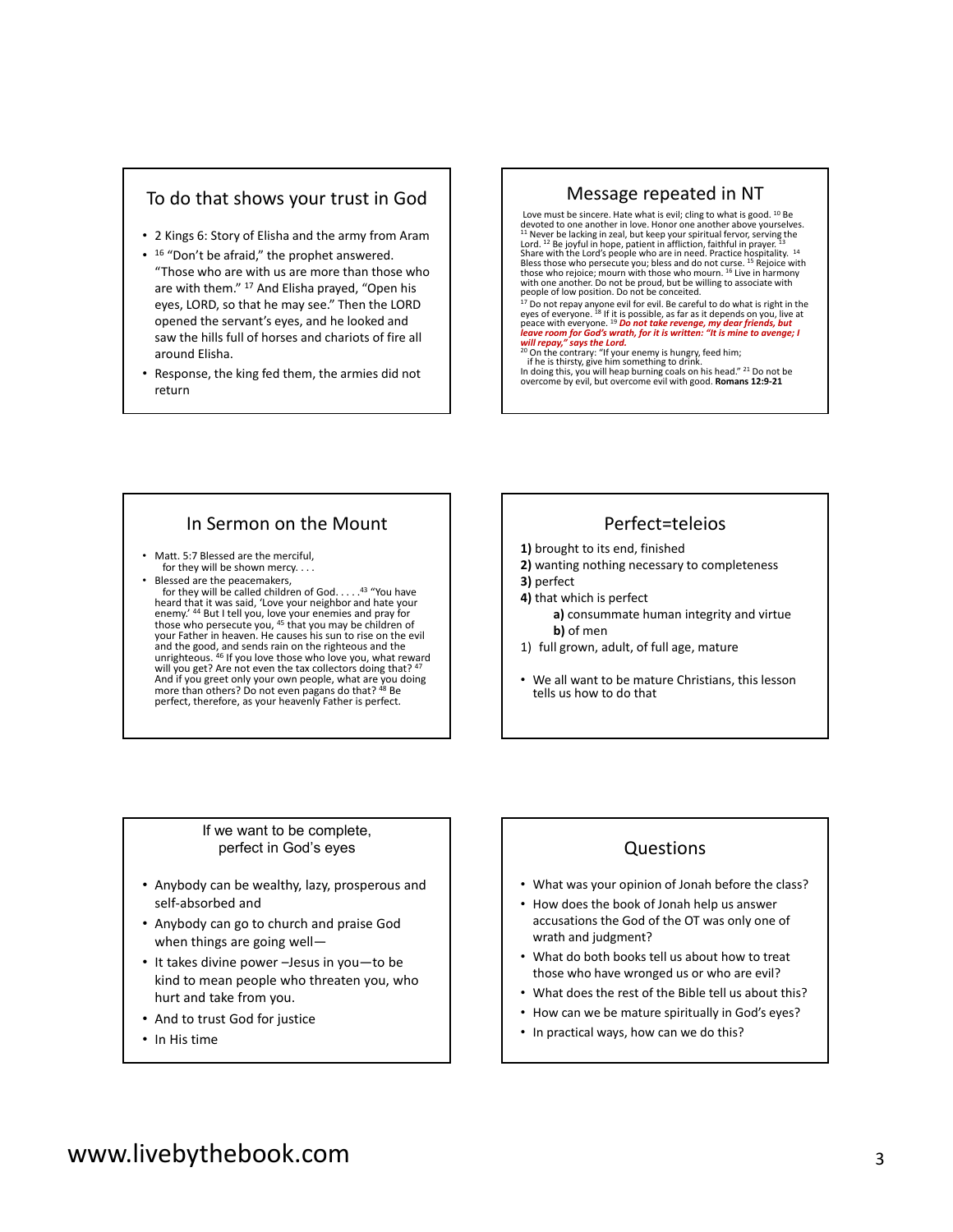## To do that shows your trust in God

- 2 Kings 6: Story of Elisha and the army from Aram
- [16] "Don't be afraid," the prophet answered. "Those who are with us are more than those who are with them." [17] And Elisha prayed, "Open his eyes, LORD, so that he may see." Then the LORD opened the servant's eyes, and he looked and saw the hills full of horses and chariots of fire all around Elisha.
- Response, the king fed them, the armies did not return

## Message repeated in NT

Love must be sincere. Hate what is evil; cling to what is good. [10] Be devoted to one another in love. Honor one another above yourselves. [11] Never be lacking in zeal, but keep your spiritual fervor, serving the Lord. [12] Be joyful in hope, patient in affliction, faithful in prayer. [13] Share with the Lord's people who are in need. Practice hospitality. [14] Bless those who persecute you; bless and do not curse. [15] Rejoice with those who rejoice; mourn with those who mourn. [16] Live in harmony with one another. Do not be proud, but be willing to associate with people of low position. Do not be conceited.

[17] Do not repay anyone evil for evil. Be careful to do what is right in the eyes of everyone. [18] If it is possible, as far as it depends on you, live at peace with everyone. [19] ***Do not take revenge, my dear friends, but leave room for God's wrath, for it is written: "It is mine to avenge; I will repay," says the Lord.***
[20] On the contrary: "If your enemy is hungry, feed him;
if he is thirsty, give him something to drink.
In doing this, you will heap burning coals on his head." [21] Do not be overcome by evil, but overcome evil with good. **Romans 12:9-21**

## In Sermon on the Mount

- Matt. 5:7 Blessed are the merciful,
  for they will be shown mercy. . . .
- Blessed are the peacemakers,
  for they will be called children of God. . . . .[43] "You have heard that it was said, 'Love your neighbor and hate your enemy.' [44] But I tell you, love your enemies and pray for those who persecute you, [45] that you may be children of your Father in heaven. He causes his sun to rise on the evil and the good, and sends rain on the righteous and the unrighteous. [46] If you love those who love you, what reward will you get? Are not even the tax collectors doing that? [47] And if you greet only your own people, what are you doing more than others? Do not even pagans do that? [48] Be perfect, therefore, as your heavenly Father is perfect.

## Perfect=teleios

**1)** brought to its end, finished
**2)** wanting nothing necessary to completeness
**3)** perfect
**4)** that which is perfect
  **a)** consummate human integrity and virtue
  **b)** of men
1) full grown, adult, of full age, mature

- We all want to be mature Christians, this lesson tells us how to do that

## If we want to be complete, perfect in God's eyes

- Anybody can be wealthy, lazy, prosperous and self-absorbed and
- Anybody can go to church and praise God when things are going well—
- It takes divine power –Jesus in you—to be kind to mean people who threaten you, who hurt and take from you.
- And to trust God for justice
- In His time

## Questions

- What was your opinion of Jonah before the class?
- How does the book of Jonah help us answer accusations the God of the OT was only one of wrath and judgment?
- What do both books tell us about how to treat those who have wronged us or who are evil?
- What does the rest of the Bible tell us about this?
- How can we be mature spiritually in God's eyes?
- In practical ways, how can we do this?

www.livebythebook.com